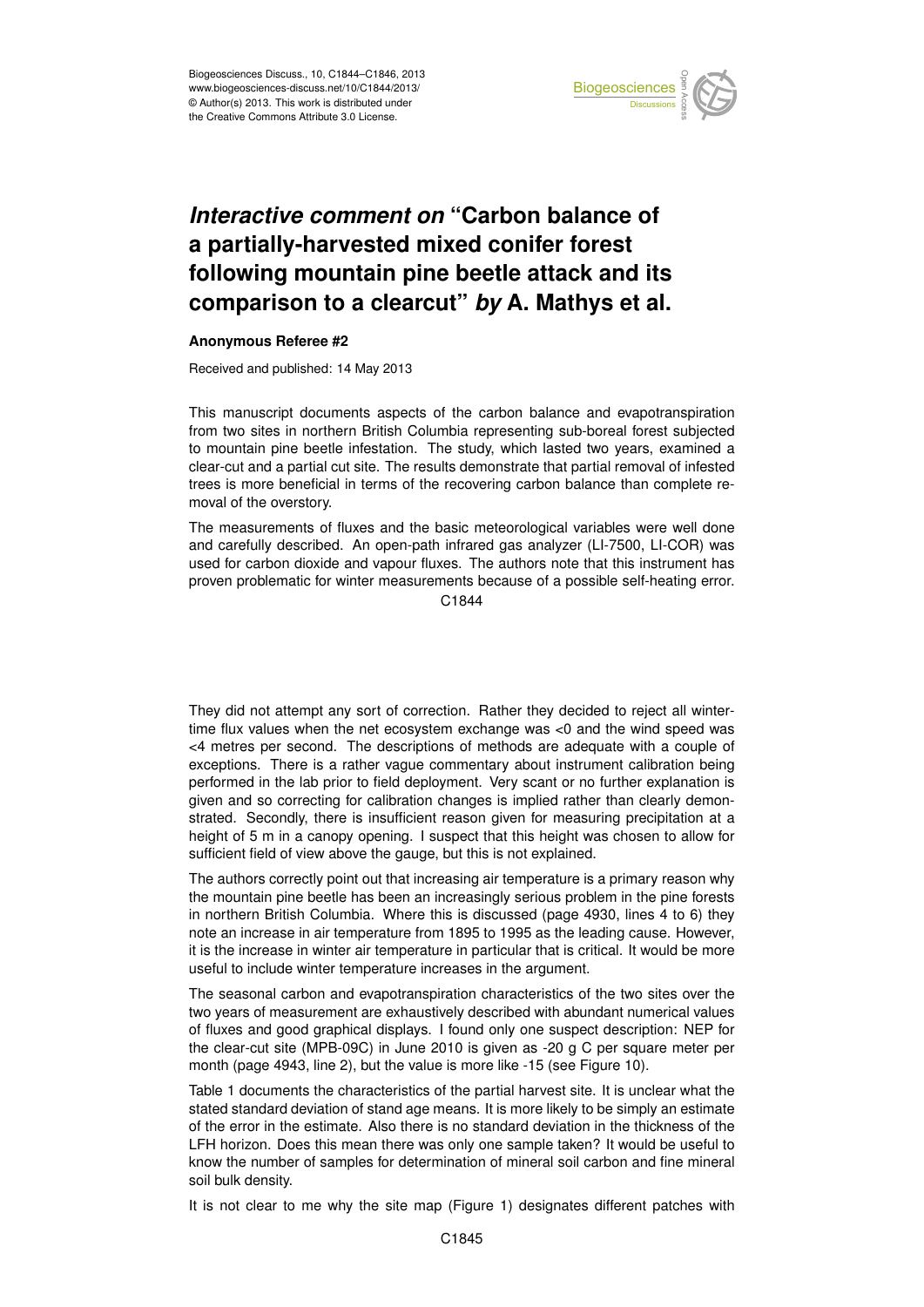# *Interactive comment on* "Carbon balance of a partially-harvested mixed conifer forest following mountain pine beetle attack and its comparison to a clearcut" *by* A. Mathys et al.

**Anonymous Referee #2**

Received and published: 14 May 2013

This manuscript documents aspects of the carbon balance and evapotranspiration from two sites in northern British Columbia representing sub-boreal forest subjected to mountain pine beetle infestation. The study, which lasted two years, examined a clear-cut and a partial cut site. The results demonstrate that partial removal of infested trees is more beneficial in terms of the recovering carbon balance than complete removal of the overstory.

The measurements of fluxes and the basic meteorological variables were well done and carefully described. An open-path infrared gas analyzer (LI-7500, LI-COR) was used for carbon dioxide and vapour fluxes. The authors note that this instrument has proven problematic for winter measurements because of a possible self-heating error. They did not attempt any sort of correction. Rather they decided to reject all winter-time flux values when the net ecosystem exchange was <0 and the wind speed was <4 metres per second. The descriptions of methods are adequate with a couple of exceptions. There is a rather vague commentary about instrument calibration being performed in the lab prior to field deployment. Very scant or no further explanation is given and so correcting for calibration changes is implied rather than clearly demonstrated. Secondly, there is insufficient reason given for measuring precipitation at a height of 5 m in a canopy opening. I suspect that this height was chosen to allow for sufficient field of view above the gauge, but this is not explained.

The authors correctly point out that increasing air temperature is a primary reason why the mountain pine beetle has been an increasingly serious problem in the pine forests in northern British Columbia. Where this is discussed (page 4930, lines 4 to 6) they note an increase in air temperature from 1895 to 1995 as the leading cause. However, it is the increase in winter air temperature in particular that is critical. It would be more useful to include winter temperature increases in the argument.

The seasonal carbon and evapotranspiration characteristics of the two sites over the two years of measurement are exhaustively described with abundant numerical values of fluxes and good graphical displays. I found only one suspect description: NEP for the clear-cut site (MPB-09C) in June 2010 is given as -20 g C per square meter per month (page 4943, line 2), but the value is more like -15 (see Figure 10).

Table 1 documents the characteristics of the partial harvest site. It is unclear what the stated standard deviation of stand age means. It is more likely to be simply an estimate of the error in the estimate. Also there is no standard deviation in the thickness of the LFH horizon. Does this mean there was only one sample taken? It would be useful to know the number of samples for determination of mineral soil carbon and fine mineral soil bulk density.

It is not clear to me why the site map (Figure 1) designates different patches with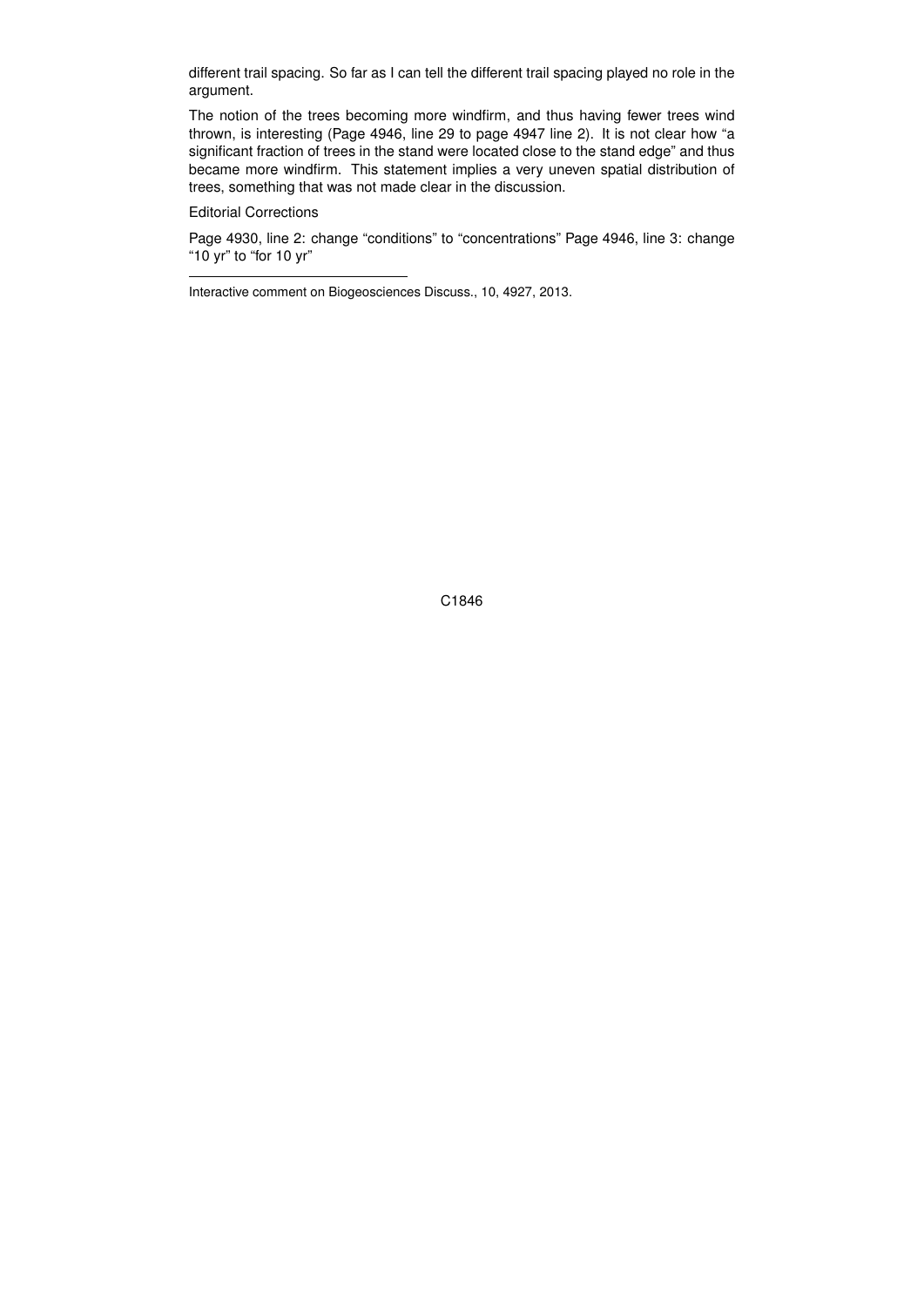different trail spacing. So far as I can tell the different trail spacing played no role in the argument.

The notion of the trees becoming more windfirm, and thus having fewer trees wind thrown, is interesting (Page 4946, line 29 to page 4947 line 2). It is not clear how "a significant fraction of trees in the stand were located close to the stand edge" and thus became more windfirm. This statement implies a very uneven spatial distribution of trees, something that was not made clear in the discussion.

Editorial Corrections

Page 4930, line 2: change "conditions" to "concentrations" Page 4946, line 3: change "10 yr" to "for 10 yr"

---

Interactive comment on Biogeosciences Discuss., 10, 4927, 2013.